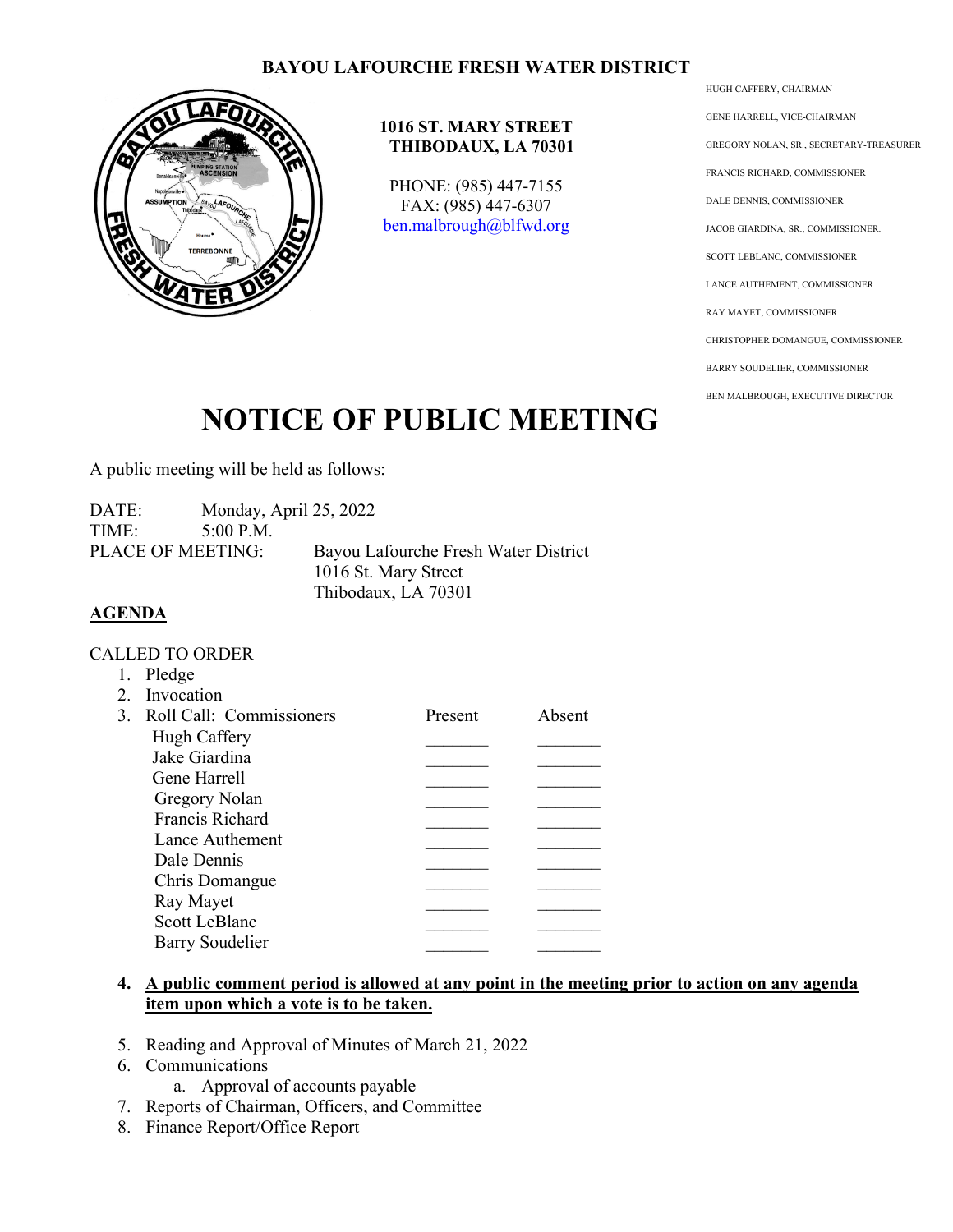# BAYOU LAFOURCHE FRESH WATER DISTRICT

**1016 ST. MARY STREET**
**THIBODAUX, LA 70301**

PHONE: (985) 447-7155
FAX: (985) 447-6307
ben.malbrough@blfwd.org

HUGH CAFFERY, CHAIRMAN
GENE HARRELL, VICE-CHAIRMAN
GREGORY NOLAN, SR., SECRETARY-TREASURER
FRANCIS RICHARD, COMMISSIONER
DALE DENNIS, COMMISSIONER
JACOB GIARDINA, SR., COMMISSIONER.
SCOTT LEBLANC, COMMISSIONER
LANCE AUTHEMENT, COMMISSIONER
RAY MAYET, COMMISSIONER
CHRISTOPHER DOMANGUE, COMMISSIONER
BARRY SOUDELIER, COMMISSIONER
BEN MALBROUGH, EXECUTIVE DIRECTOR

# NOTICE OF PUBLIC MEETING

A public meeting will be held as follows:

DATE: Monday, April 25, 2022
TIME: 5:00 P.M.
PLACE OF MEETING: Bayou Lafourche Fresh Water District
1016 St. Mary Street
Thibodaux, LA 70301

**AGENDA**

CALLED TO ORDER

1. Pledge
2. Invocation
3. Roll Call: Commissioners

| Commissioners | Present | Absent |
|---|---|---|
| Hugh Caffery | _______ | _______ |
| Jake Giardina | _______ | _______ |
| Gene Harrell | _______ | _______ |
| Gregory Nolan | _______ | _______ |
| Francis Richard | _______ | _______ |
| Lance Authement | _______ | _______ |
| Dale Dennis | _______ | _______ |
| Chris Domangue | _______ | _______ |
| Ray Mayet | _______ | _______ |
| Scott LeBlanc | _______ | _______ |
| Barry Soudelier | _______ | _______ |

4. **A public comment period is allowed at any point in the meeting prior to action on any agenda item upon which a vote is to be taken.**
5. Reading and Approval of Minutes of March 21, 2022
6. Communications
   a. Approval of accounts payable
7. Reports of Chairman, Officers, and Committee
8. Finance Report/Office Report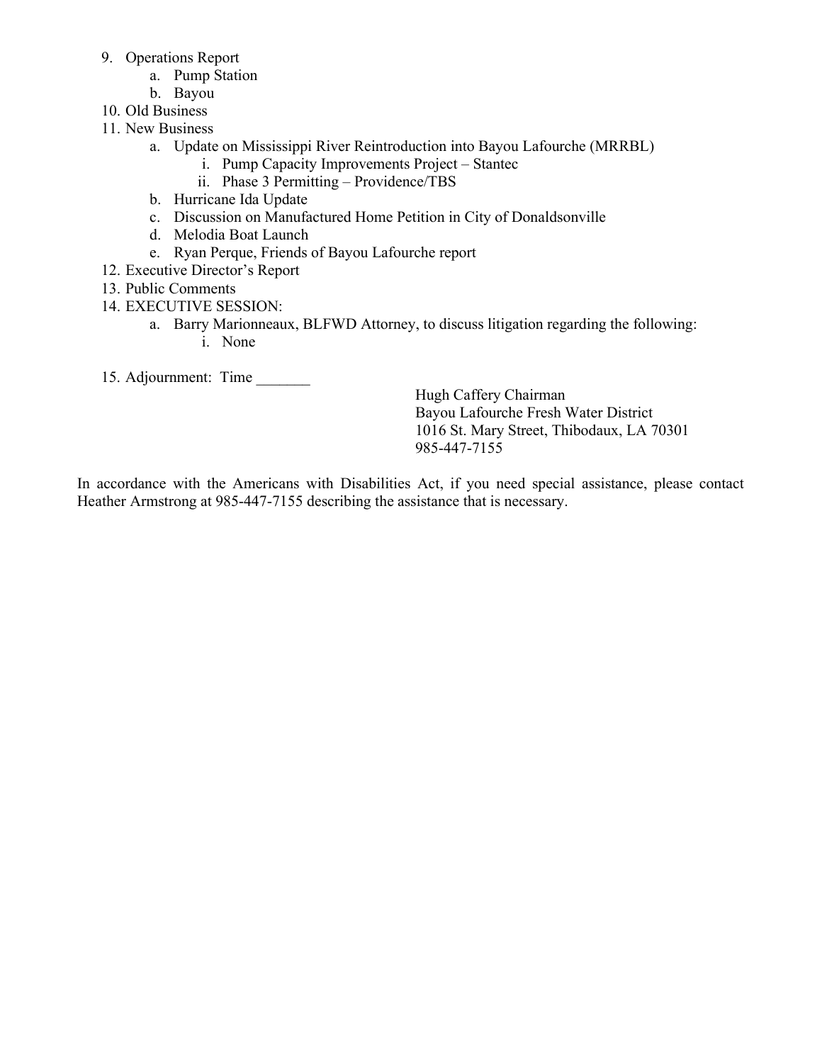9. Operations Report
    a. Pump Station
    b. Bayou
10. Old Business
11. New Business
    a. Update on Mississippi River Reintroduction into Bayou Lafourche (MRRBL)
        i. Pump Capacity Improvements Project – Stantec
        ii. Phase 3 Permitting – Providence/TBS
    b. Hurricane Ida Update
    c. Discussion on Manufactured Home Petition in City of Donaldsonville
    d. Melodia Boat Launch
    e. Ryan Perque, Friends of Bayou Lafourche report
12. Executive Director's Report
13. Public Comments
14. EXECUTIVE SESSION:
    a. Barry Marionneaux, BLFWD Attorney, to discuss litigation regarding the following:
        i. None

15. Adjournment: Time _______

Hugh Caffery Chairman
Bayou Lafourche Fresh Water District
1016 St. Mary Street, Thibodaux, LA 70301
985-447-7155

In accordance with the Americans with Disabilities Act, if you need special assistance, please contact Heather Armstrong at 985-447-7155 describing the assistance that is necessary.